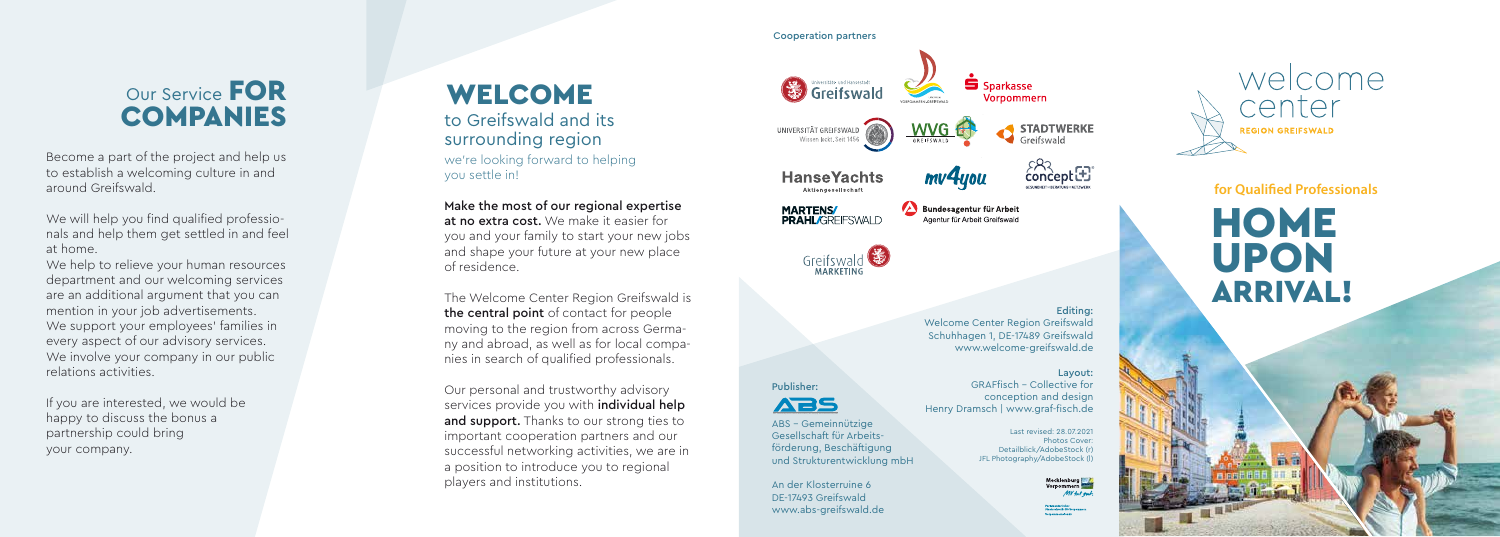## Our Service FOR COMPANIES

Become a part of the project and help us to establish a welcoming culture in and around Greifswald.

We will help you find qualified professionals and help them get settled in and feel at home.

We help to relieve your human resources department and our welcoming services are an additional argument that you can mention in your job advertisements.

We support your employees' families in every aspect of our advisory services.

We involve your company in our public relations activities.

If you are interested, we would be happy to discuss the bonus a partnership could bring your company.

# WELCOME

## to Greifswald and its surrounding region

we're looking forward to helping you settle in!

**Make the most of our regional expertise at no extra cost.** We make it easier for you and your family to start your new jobs and shape your future at your new place of residence.

The Welcome Center Region Greifswald is **the central point** of contact for people moving to the region from across Germany and abroad, as well as for local companies in search of qualified professionals.

Our personal and trustworthy advisory services provide you with **individual help and support.** Thanks to our strong ties to important cooperation partners and our successful networking activities, we are in a position to introduce you to regional players and institutions.

Cooperation partners

Universitäts- und Hansestadt Greifswald

Sparkasse Vorpommern

UNIVERSITÄT GREIFSWALD Wissen lockt. Seit 1456

WVG Greifswald

STADTWERKE Greifswald

HanseYachts Aktiengesellschaft

mv4you

concept

MARTENS/PRAHL/GREIFSWALD

Bundesagentur für Arbeit Agentur für Arbeit Greifswald

Greifswald MARKETING

**Editing:**
Welcome Center Region Greifswald
Schuhhagen 1, DE-17489 Greifswald
www.welcome-greifswald.de

**Publisher:**

ABS – Gemeinnützige Gesellschaft für Arbeitsförderung, Beschäftigung und Strukturentwicklung mbH

An der Klosterruine 6
DE-17493 Greifswald
www.abs-greifswald.de

**Layout:**
GRAFfisch – Collective for conception and design
Henry Dramsch | www.graf-fisch.de

Last revised: 28.07.2021
Photos Cover:
Detailblick/AdobeStock (r)
JFL Photography/AdobeStock (l)

welcome center
REGION GREIFSWALD

**for Qualified Professionals**

# HOME UPON ARRIVAL!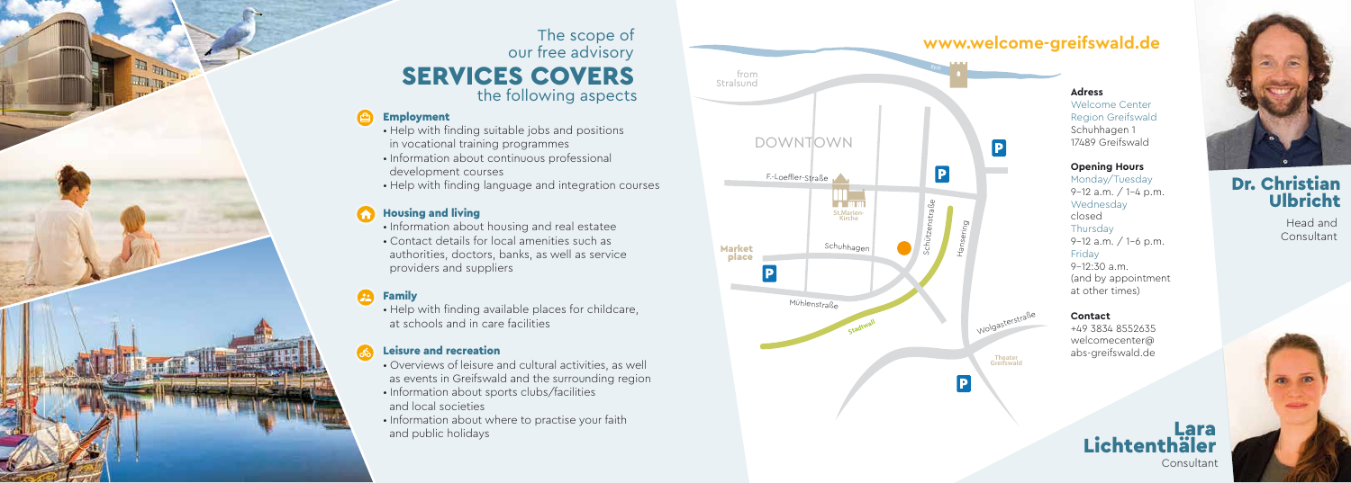The scope of our free advisory

# SERVICES COVERS

the following aspects

### Employment

- Help with finding suitable jobs and positions in vocational training programmes
- Information about continuous professional development courses
- Help with finding language and integration courses

### Housing and living

- Information about housing and real estatee
- Contact details for local amenities such as authorities, doctors, banks, as well as service providers and suppliers

### Family

- Help with finding available places for childcare, at schools and in care facilities

### Leisure and recreation

- Overviews of leisure and cultural activities, as well as events in Greifswald and the surrounding region
- Information about sports clubs/facilities and local societies
- Information about where to practise your faith and public holidays

from Stralsund

DOWNTOWN

F.-Loeffler-Straße

St.Marien-Kirche

Market place

Schuhhagen

Schützenstraße

Hansering

Mühlenstraße

Stadtwall

Wolgasterstraße

Theater Greifswald

## www.welcome-greifswald.de

**Adress**

Welcome Center
Region Greifswald
Schuhhagen 1
17489 Greifswald

**Opening Hours**

Monday/Tuesday
9–12 a.m. / 1–4 p.m.
Wednesday
closed
Thursday
9–12 a.m. / 1–6 p.m.
Friday
9–12:30 a.m.
(and by appointment at other times)

**Contact**

+49 3834 8552635
welcomecenter@abs-greifswald.de

## Dr. Christian Ulbricht

Head and Consultant

## Lara Lichtenthäler

Consultant